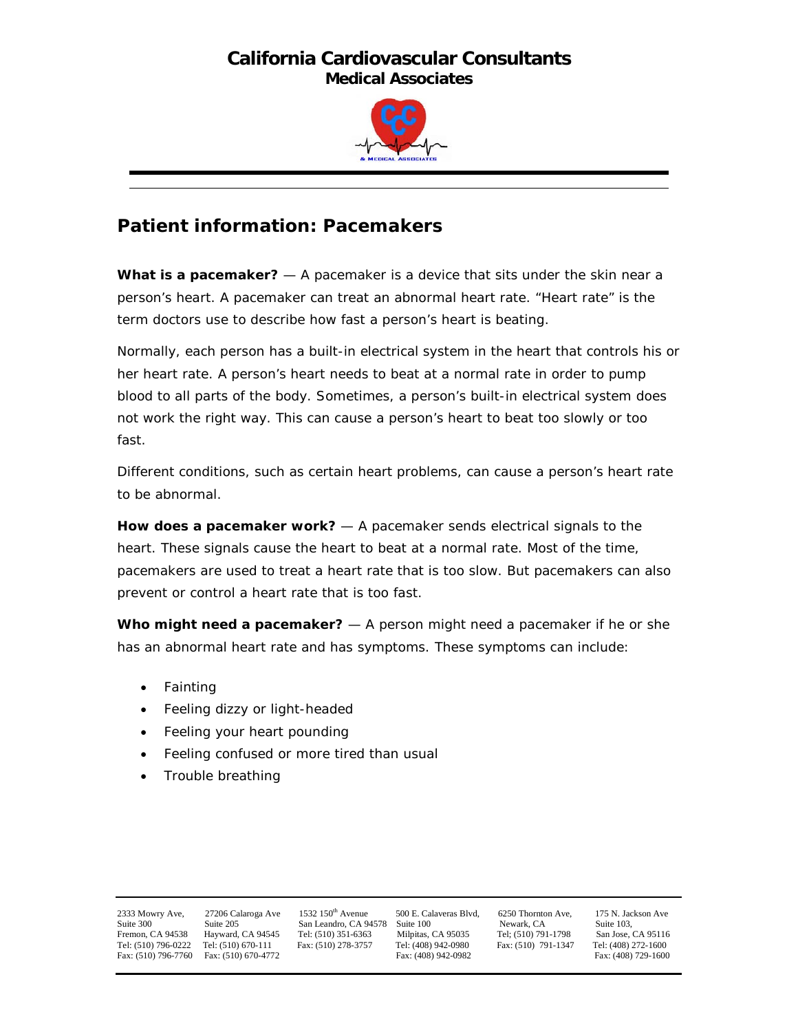# California Cardiovascular Consultants
## Medical Associates

## Patient information: Pacemakers

**What is a pacemaker?** — A pacemaker is a device that sits under the skin near a person's heart. A pacemaker can treat an abnormal heart rate. "Heart rate" is the term doctors use to describe how fast a person's heart is beating.

Normally, each person has a built-in electrical system in the heart that controls his or her heart rate. A person's heart needs to beat at a normal rate in order to pump blood to all parts of the body. Sometimes, a person's built-in electrical system does not work the right way. This can cause a person's heart to beat too slowly or too fast.

Different conditions, such as certain heart problems, can cause a person's heart rate to be abnormal.

**How does a pacemaker work?** — A pacemaker sends electrical signals to the heart. These signals cause the heart to beat at a normal rate. Most of the time, pacemakers are used to treat a heart rate that is too slow. But pacemakers can also prevent or control a heart rate that is too fast.

**Who might need a pacemaker?** — A person might need a pacemaker if he or she has an abnormal heart rate and has symptoms. These symptoms can include:

- Fainting
- Feeling dizzy or light-headed
- Feeling your heart pounding
- Feeling confused or more tired than usual
- Trouble breathing

| | | | | | |
|---|---|---|---|---|---|
| 2333 Mowry Ave, Suite 300 Fremon, CA 94538 Tel: (510) 796-0222 Fax: (510) 796-7760 | 27206 Calaroga Ave Suite 205 Hayward, CA 94545 Tel: (510) 670-111 Fax: (510) 670-4772 | 1532 150th Avenue San Leandro, CA 94578 Tel: (510) 351-6363 Fax: (510) 278-3757 | 500 E. Calaveras Blvd, Suite 100 Milpitas, CA 95035 Tel: (408) 942-0980 Fax: (408) 942-0982 | 6250 Thornton Ave, Newark, CA Tel; (510) 791-1798 Fax: (510) 791-1347 | 175 N. Jackson Ave Suite 103, San Jose, CA 95116 Tel: (408) 272-1600 Fax: (408) 729-1600 |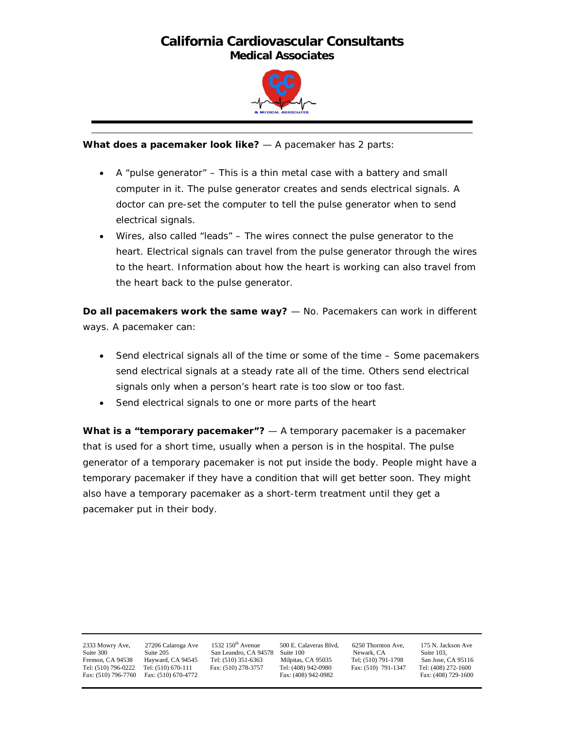**What does a pacemaker look like?** — A pacemaker has 2 parts:

- A "pulse generator" – This is a thin metal case with a battery and small computer in it. The pulse generator creates and sends electrical signals. A doctor can pre-set the computer to tell the pulse generator when to send electrical signals.
- Wires, also called "leads" – The wires connect the pulse generator to the heart. Electrical signals can travel from the pulse generator through the wires to the heart. Information about how the heart is working can also travel from the heart back to the pulse generator.

**Do all pacemakers work the same way?** — No. Pacemakers can work in different ways. A pacemaker can:

- Send electrical signals all of the time or some of the time – Some pacemakers send electrical signals at a steady rate all of the time. Others send electrical signals only when a person's heart rate is too slow or too fast.
- Send electrical signals to one or more parts of the heart

**What is a "temporary pacemaker"?** — A temporary pacemaker is a pacemaker that is used for a short time, usually when a person is in the hospital. The pulse generator of a temporary pacemaker is not put inside the body. People might have a temporary pacemaker if they have a condition that will get better soon. They might also have a temporary pacemaker as a short-term treatment until they get a pacemaker put in their body.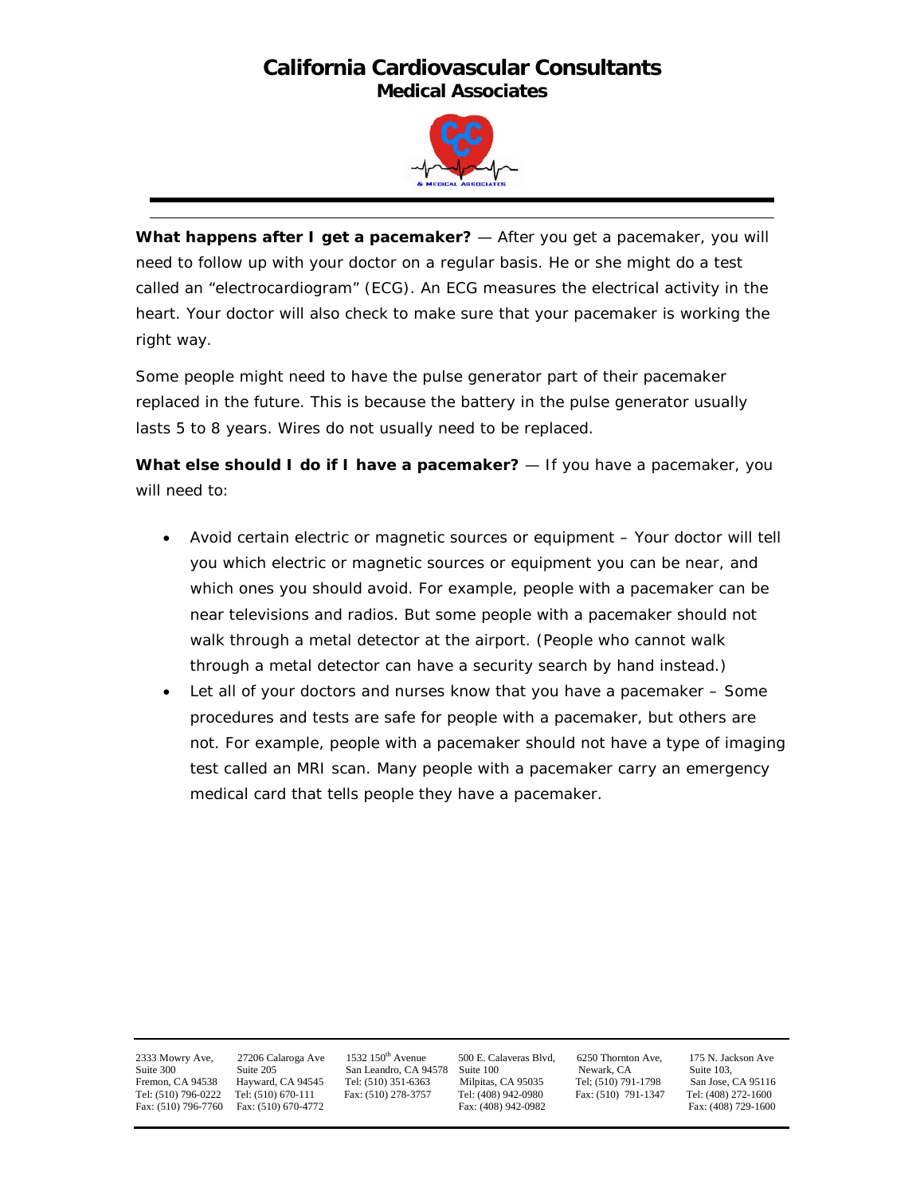**What happens after I get a pacemaker?** — After you get a pacemaker, you will need to follow up with your doctor on a regular basis. He or she might do a test called an "electrocardiogram" (ECG). An ECG measures the electrical activity in the heart. Your doctor will also check to make sure that your pacemaker is working the right way.

Some people might need to have the pulse generator part of their pacemaker replaced in the future. This is because the battery in the pulse generator usually lasts 5 to 8 years. Wires do not usually need to be replaced.

**What else should I do if I have a pacemaker?** — If you have a pacemaker, you will need to:

- Avoid certain electric or magnetic sources or equipment – Your doctor will tell you which electric or magnetic sources or equipment you can be near, and which ones you should avoid. For example, people with a pacemaker can be near televisions and radios. But some people with a pacemaker should not walk through a metal detector at the airport. (People who cannot walk through a metal detector can have a security search by hand instead.)
- Let all of your doctors and nurses know that you have a pacemaker – Some procedures and tests are safe for people with a pacemaker, but others are not. For example, people with a pacemaker should not have a type of imaging test called an MRI scan. Many people with a pacemaker carry an emergency medical card that tells people they have a pacemaker.